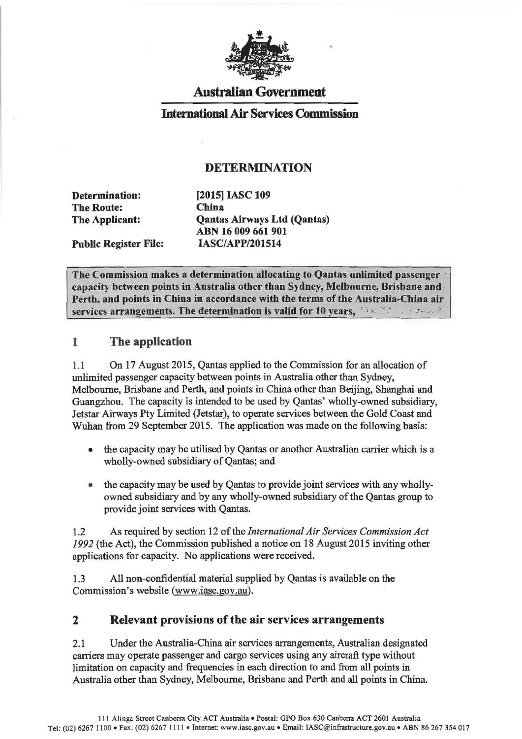**Australian Government**

**International Air Services Commission**

## DETERMINATION

**Determination:** [2015] IASC 109
**The Route:** China
**The Applicant:** Qantas Airways Ltd (Qantas) ABN 16 009 661 901
**Public Register File:** IASC/APP/201514

**The Commission makes a determination allocating to Qantas unlimited passenger capacity between points in Australia other than Sydney, Melbourne, Brisbane and Perth, and points in China in accordance with the terms of the Australia-China air services arrangements. The determination is valid for 10 years,**

## 1 The application

1.1 On 17 August 2015, Qantas applied to the Commission for an allocation of unlimited passenger capacity between points in Australia other than Sydney, Melbourne, Brisbane and Perth, and points in China other than Beijing, Shanghai and Guangzhou. The capacity is intended to be used by Qantas' wholly-owned subsidiary, Jetstar Airways Pty Limited (Jetstar), to operate services between the Gold Coast and Wuhan from 29 September 2015. The application was made on the following basis:

- the capacity may be utilised by Qantas or another Australian carrier which is a wholly-owned subsidiary of Qantas; and
- the capacity may be used by Qantas to provide joint services with any wholly-owned subsidiary and by any wholly-owned subsidiary of the Qantas group to provide joint services with Qantas.

1.2 As required by section 12 of the *International Air Services Commission Act 1992* (the Act), the Commission published a notice on 18 August 2015 inviting other applications for capacity. No applications were received.

1.3 All non-confidential material supplied by Qantas is available on the Commission's website (www.iasc.gov.au).

## 2 Relevant provisions of the air services arrangements

2.1 Under the Australia-China air services arrangements, Australian designated carriers may operate passenger and cargo services using any aircraft type without limitation on capacity and frequencies in each direction to and from all points in Australia other than Sydney, Melbourne, Brisbane and Perth and all points in China.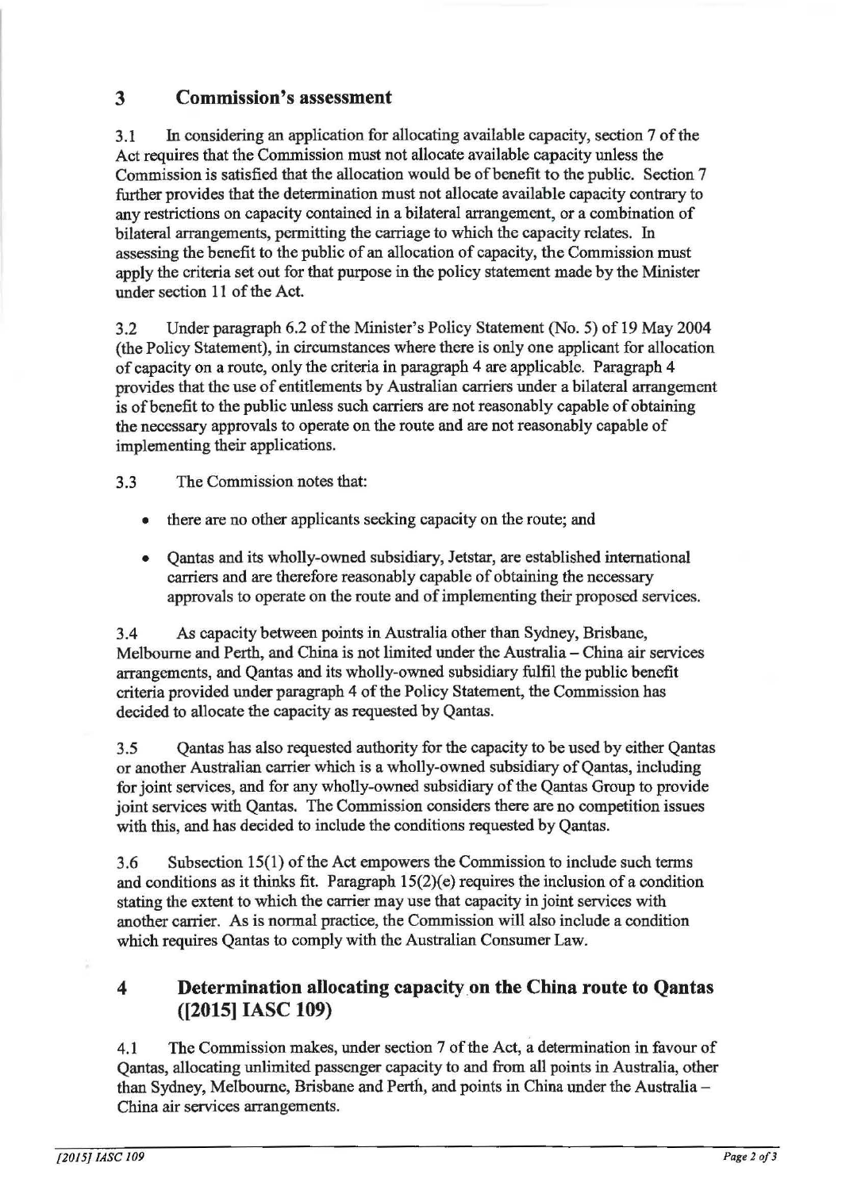## 3 Commission's assessment

3.1 In considering an application for allocating available capacity, section 7 of the Act requires that the Commission must not allocate available capacity unless the Commission is satisfied that the allocation would be of benefit to the public. Section 7 further provides that the determination must not allocate available capacity contrary to any restrictions on capacity contained in a bilateral arrangement, or a combination of bilateral arrangements, permitting the carriage to which the capacity relates. In assessing the benefit to the public of an allocation of capacity, the Commission must apply the criteria set out for that purpose in the policy statement made by the Minister under section 11 of the Act.

3.2 Under paragraph 6.2 of the Minister's Policy Statement (No. 5) of 19 May 2004 (the Policy Statement), in circumstances where there is only one applicant for allocation of capacity on a route, only the criteria in paragraph 4 are applicable. Paragraph 4 provides that the use of entitlements by Australian carriers under a bilateral arrangement is of benefit to the public unless such carriers are not reasonably capable of obtaining the necessary approvals to operate on the route and are not reasonably capable of implementing their applications.

3.3 The Commission notes that:

- there are no other applicants seeking capacity on the route; and
- Qantas and its wholly-owned subsidiary, Jetstar, are established international carriers and are therefore reasonably capable of obtaining the necessary approvals to operate on the route and of implementing their proposed services.

3.4 As capacity between points in Australia other than Sydney, Brisbane, Melbourne and Perth, and China is not limited under the Australia – China air services arrangements, and Qantas and its wholly-owned subsidiary fulfil the public benefit criteria provided under paragraph 4 of the Policy Statement, the Commission has decided to allocate the capacity as requested by Qantas.

3.5 Qantas has also requested authority for the capacity to be used by either Qantas or another Australian carrier which is a wholly-owned subsidiary of Qantas, including for joint services, and for any wholly-owned subsidiary of the Qantas Group to provide joint services with Qantas. The Commission considers there are no competition issues with this, and has decided to include the conditions requested by Qantas.

3.6 Subsection 15(1) of the Act empowers the Commission to include such terms and conditions as it thinks fit. Paragraph 15(2)(e) requires the inclusion of a condition stating the extent to which the carrier may use that capacity in joint services with another carrier. As is normal practice, the Commission will also include a condition which requires Qantas to comply with the Australian Consumer Law.

## 4 Determination allocating capacity on the China route to Qantas ([2015] IASC 109)

4.1 The Commission makes, under section 7 of the Act, a determination in favour of Qantas, allocating unlimited passenger capacity to and from all points in Australia, other than Sydney, Melbourne, Brisbane and Perth, and points in China under the Australia – China air services arrangements.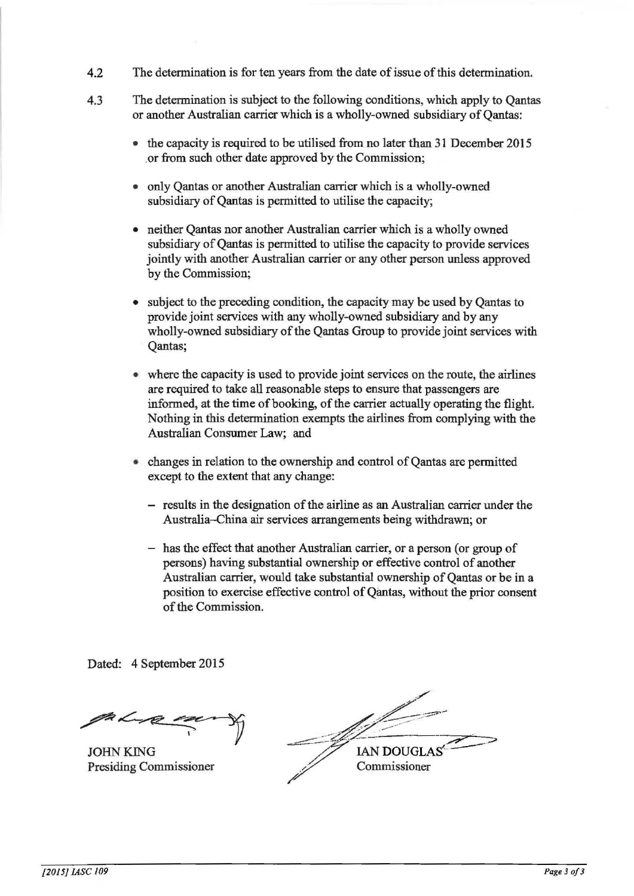4.2 The determination is for ten years from the date of issue of this determination.

4.3 The determination is subject to the following conditions, which apply to Qantas or another Australian carrier which is a wholly-owned subsidiary of Qantas:

- the capacity is required to be utilised from no later than 31 December 2015 or from such other date approved by the Commission;
- only Qantas or another Australian carrier which is a wholly-owned subsidiary of Qantas is permitted to utilise the capacity;
- neither Qantas nor another Australian carrier which is a wholly owned subsidiary of Qantas is permitted to utilise the capacity to provide services jointly with another Australian carrier or any other person unless approved by the Commission;
- subject to the preceding condition, the capacity may be used by Qantas to provide joint services with any wholly-owned subsidiary and by any wholly-owned subsidiary of the Qantas Group to provide joint services with Qantas;
- where the capacity is used to provide joint services on the route, the airlines are required to take all reasonable steps to ensure that passengers are informed, at the time of booking, of the carrier actually operating the flight. Nothing in this determination exempts the airlines from complying with the Australian Consumer Law; and
- changes in relation to the ownership and control of Qantas are permitted except to the extent that any change:
  - results in the designation of the airline as an Australian carrier under the Australia–China air services arrangements being withdrawn; or
  - has the effect that another Australian carrier, or a person (or group of persons) having substantial ownership or effective control of another Australian carrier, would take substantial ownership of Qantas or be in a position to exercise effective control of Qantas, without the prior consent of the Commission.

Dated: 4 September 2015

JOHN KING
Presiding Commissioner

IAN DOUGLAS
Commissioner